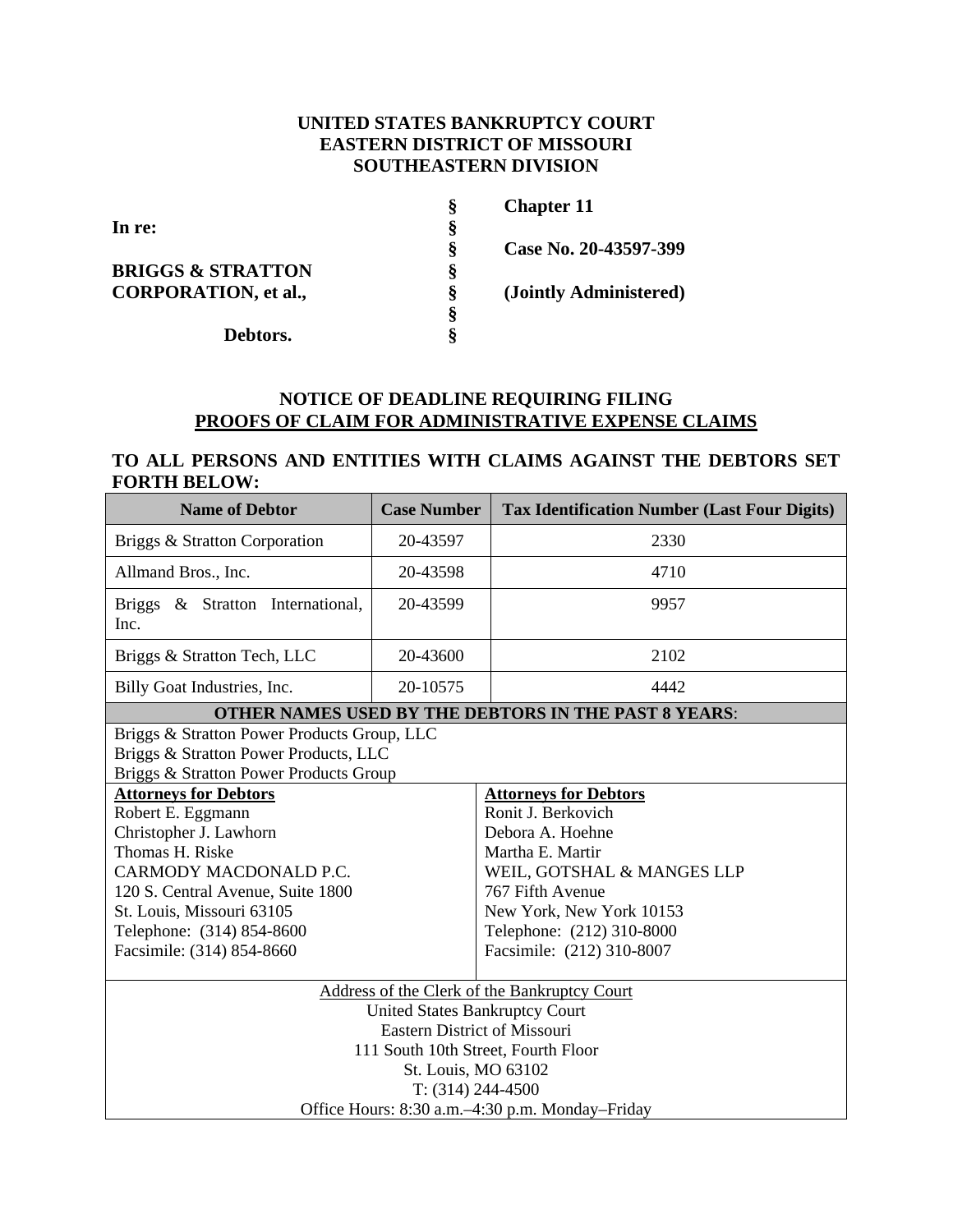**UNITED STATES BANKRUPTCY COURT**
**EASTERN DISTRICT OF MISSOURI**
**SOUTHEASTERN DIVISION**

| | | |
|---|---|---|
| **In re:** | § | **Chapter 11** |
| | § | |
| **BRIGGS & STRATTON CORPORATION, et al.,** | § | **Case No. 20-43597-399** |
| | § | |
| **Debtors.** | § | **(Jointly Administered)** |
| | § | |
| | § | |

## NOTICE OF DEADLINE REQUIRING FILING PROOFS OF CLAIM FOR ADMINISTRATIVE EXPENSE CLAIMS

**TO ALL PERSONS AND ENTITIES WITH CLAIMS AGAINST THE DEBTORS SET FORTH BELOW:**

| Name of Debtor | Case Number | Tax Identification Number (Last Four Digits) |
|---|---|---|
| Briggs & Stratton Corporation | 20-43597 | 2330 |
| Allmand Bros., Inc. | 20-43598 | 4710 |
| Briggs & Stratton International, Inc. | 20-43599 | 9957 |
| Briggs & Stratton Tech, LLC | 20-43600 | 2102 |
| Billy Goat Industries, Inc. | 20-10575 | 4442 |

**OTHER NAMES USED BY THE DEBTORS IN THE PAST 8 YEARS**:

Briggs & Stratton Power Products Group, LLC
Briggs & Stratton Power Products, LLC
Briggs & Stratton Power Products Group

| **Attorneys for Debtors** | **Attorneys for Debtors** |
|---|---|
| Robert E. Eggmann<br>Christopher J. Lawhorn<br>Thomas H. Riske<br>CARMODY MACDONALD P.C.<br>120 S. Central Avenue, Suite 1800<br>St. Louis, Missouri 63105<br>Telephone: (314) 854-8600<br>Facsimile: (314) 854-8660 | Ronit J. Berkovich<br>Debora A. Hoehne<br>Martha E. Martir<br>WEIL, GOTSHAL & MANGES LLP<br>767 Fifth Avenue<br>New York, New York 10153<br>Telephone: (212) 310-8000<br>Facsimile: (212) 310-8007 |

Address of the Clerk of the Bankruptcy Court
United States Bankruptcy Court
Eastern District of Missouri
111 South 10th Street, Fourth Floor
St. Louis, MO 63102
T: (314) 244-4500
Office Hours: 8:30 a.m.–4:30 p.m. Monday–Friday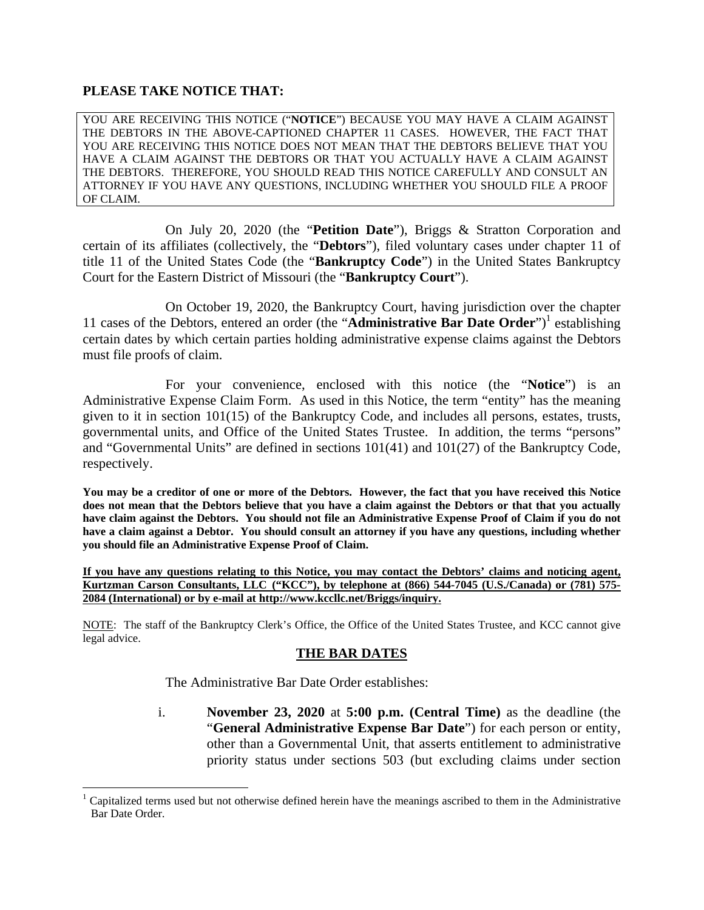**PLEASE TAKE NOTICE THAT:**

YOU ARE RECEIVING THIS NOTICE ("**NOTICE**") BECAUSE YOU MAY HAVE A CLAIM AGAINST THE DEBTORS IN THE ABOVE-CAPTIONED CHAPTER 11 CASES. HOWEVER, THE FACT THAT YOU ARE RECEIVING THIS NOTICE DOES NOT MEAN THAT THE DEBTORS BELIEVE THAT YOU HAVE A CLAIM AGAINST THE DEBTORS OR THAT YOU ACTUALLY HAVE A CLAIM AGAINST THE DEBTORS. THEREFORE, YOU SHOULD READ THIS NOTICE CAREFULLY AND CONSULT AN ATTORNEY IF YOU HAVE ANY QUESTIONS, INCLUDING WHETHER YOU SHOULD FILE A PROOF OF CLAIM.

On July 20, 2020 (the "**Petition Date**"), Briggs & Stratton Corporation and certain of its affiliates (collectively, the "**Debtors**"), filed voluntary cases under chapter 11 of title 11 of the United States Code (the "**Bankruptcy Code**") in the United States Bankruptcy Court for the Eastern District of Missouri (the "**Bankruptcy Court**").

On October 19, 2020, the Bankruptcy Court, having jurisdiction over the chapter 11 cases of the Debtors, entered an order (the "**Administrative Bar Date Order**")[1] establishing certain dates by which certain parties holding administrative expense claims against the Debtors must file proofs of claim.

For your convenience, enclosed with this notice (the "**Notice**") is an Administrative Expense Claim Form. As used in this Notice, the term "entity" has the meaning given to it in section 101(15) of the Bankruptcy Code, and includes all persons, estates, trusts, governmental units, and Office of the United States Trustee. In addition, the terms "persons" and "Governmental Units" are defined in sections 101(41) and 101(27) of the Bankruptcy Code, respectively.

**You may be a creditor of one or more of the Debtors. However, the fact that you have received this Notice does not mean that the Debtors believe that you have a claim against the Debtors or that that you actually have claim against the Debtors. You should not file an Administrative Expense Proof of Claim if you do not have a claim against a Debtor. You should consult an attorney if you have any questions, including whether you should file an Administrative Expense Proof of Claim.**

**If you have any questions relating to this Notice, you may contact the Debtors' claims and noticing agent, Kurtzman Carson Consultants, LLC ("KCC"), by telephone at (866) 544-7045 (U.S./Canada) or (781) 575-2084 (International) or by e-mail at http://www.kccllc.net/Briggs/inquiry.**

NOTE: The staff of the Bankruptcy Clerk's Office, the Office of the United States Trustee, and KCC cannot give legal advice.

## THE BAR DATES

The Administrative Bar Date Order establishes:

i. **November 23, 2020** at **5:00 p.m. (Central Time)** as the deadline (the "**General Administrative Expense Bar Date**") for each person or entity, other than a Governmental Unit, that asserts entitlement to administrative priority status under sections 503 (but excluding claims under section

[1] Capitalized terms used but not otherwise defined herein have the meanings ascribed to them in the Administrative Bar Date Order.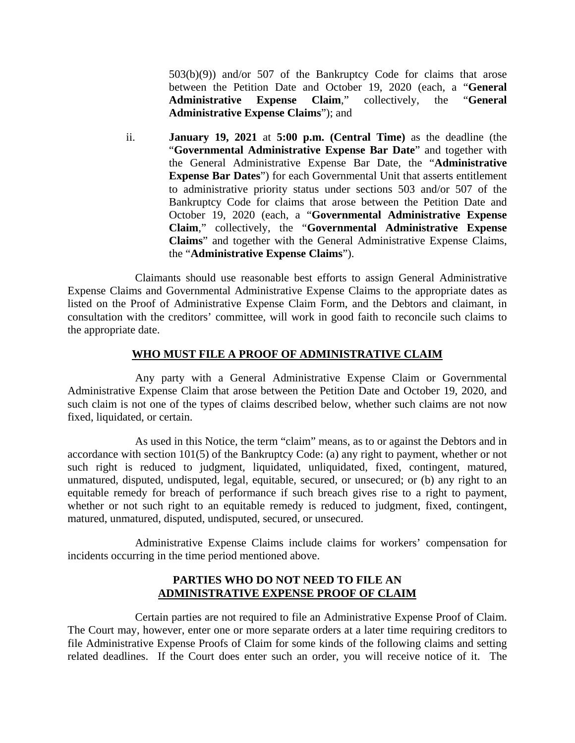503(b)(9)) and/or 507 of the Bankruptcy Code for claims that arose between the Petition Date and October 19, 2020 (each, a "**General Administrative Expense Claim**," collectively, the "**General Administrative Expense Claims**"); and

ii. **January 19, 2021** at **5:00 p.m. (Central Time)** as the deadline (the "**Governmental Administrative Expense Bar Date**" and together with the General Administrative Expense Bar Date, the "**Administrative Expense Bar Dates**") for each Governmental Unit that asserts entitlement to administrative priority status under sections 503 and/or 507 of the Bankruptcy Code for claims that arose between the Petition Date and October 19, 2020 (each, a "**Governmental Administrative Expense Claim**," collectively, the "**Governmental Administrative Expense Claims**" and together with the General Administrative Expense Claims, the "**Administrative Expense Claims**").

Claimants should use reasonable best efforts to assign General Administrative Expense Claims and Governmental Administrative Expense Claims to the appropriate dates as listed on the Proof of Administrative Expense Claim Form, and the Debtors and claimant, in consultation with the creditors' committee, will work in good faith to reconcile such claims to the appropriate date.

## WHO MUST FILE A PROOF OF ADMINISTRATIVE CLAIM

Any party with a General Administrative Expense Claim or Governmental Administrative Expense Claim that arose between the Petition Date and October 19, 2020, and such claim is not one of the types of claims described below, whether such claims are not now fixed, liquidated, or certain.

As used in this Notice, the term "claim" means, as to or against the Debtors and in accordance with section 101(5) of the Bankruptcy Code: (a) any right to payment, whether or not such right is reduced to judgment, liquidated, unliquidated, fixed, contingent, matured, unmatured, disputed, undisputed, legal, equitable, secured, or unsecured; or (b) any right to an equitable remedy for breach of performance if such breach gives rise to a right to payment, whether or not such right to an equitable remedy is reduced to judgment, fixed, contingent, matured, unmatured, disputed, undisputed, secured, or unsecured.

Administrative Expense Claims include claims for workers' compensation for incidents occurring in the time period mentioned above.

## PARTIES WHO DO NOT NEED TO FILE AN ADMINISTRATIVE EXPENSE PROOF OF CLAIM

Certain parties are not required to file an Administrative Expense Proof of Claim. The Court may, however, enter one or more separate orders at a later time requiring creditors to file Administrative Expense Proofs of Claim for some kinds of the following claims and setting related deadlines. If the Court does enter such an order, you will receive notice of it. The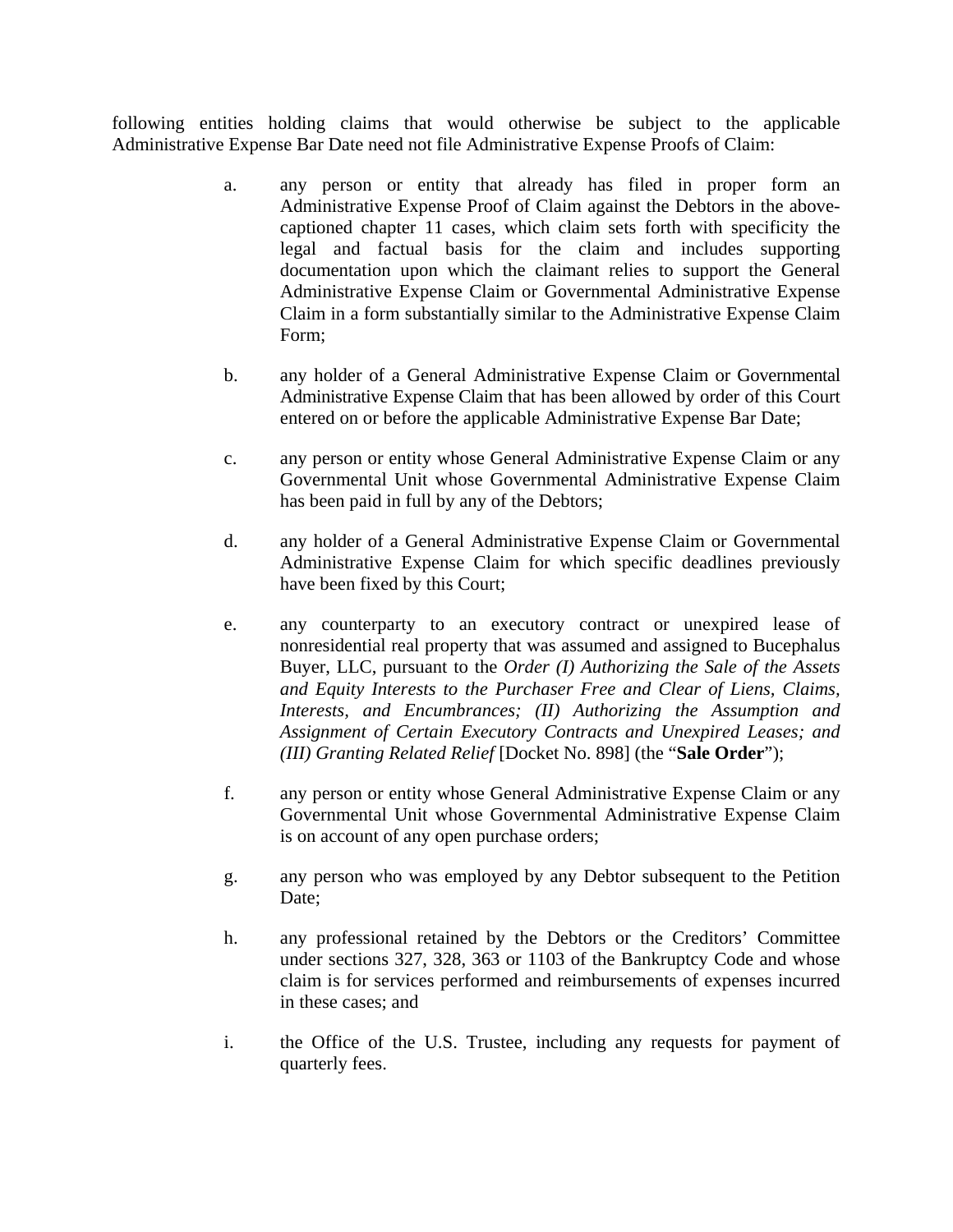following entities holding claims that would otherwise be subject to the applicable Administrative Expense Bar Date need not file Administrative Expense Proofs of Claim:

a. any person or entity that already has filed in proper form an Administrative Expense Proof of Claim against the Debtors in the above-captioned chapter 11 cases, which claim sets forth with specificity the legal and factual basis for the claim and includes supporting documentation upon which the claimant relies to support the General Administrative Expense Claim or Governmental Administrative Expense Claim in a form substantially similar to the Administrative Expense Claim Form;

b. any holder of a General Administrative Expense Claim or Governmental Administrative Expense Claim that has been allowed by order of this Court entered on or before the applicable Administrative Expense Bar Date;

c. any person or entity whose General Administrative Expense Claim or any Governmental Unit whose Governmental Administrative Expense Claim has been paid in full by any of the Debtors;

d. any holder of a General Administrative Expense Claim or Governmental Administrative Expense Claim for which specific deadlines previously have been fixed by this Court;

e. any counterparty to an executory contract or unexpired lease of nonresidential real property that was assumed and assigned to Bucephalus Buyer, LLC, pursuant to the *Order (I) Authorizing the Sale of the Assets and Equity Interests to the Purchaser Free and Clear of Liens, Claims, Interests, and Encumbrances; (II) Authorizing the Assumption and Assignment of Certain Executory Contracts and Unexpired Leases; and (III) Granting Related Relief* [Docket No. 898] (the "**Sale Order**");

f. any person or entity whose General Administrative Expense Claim or any Governmental Unit whose Governmental Administrative Expense Claim is on account of any open purchase orders;

g. any person who was employed by any Debtor subsequent to the Petition Date;

h. any professional retained by the Debtors or the Creditors' Committee under sections 327, 328, 363 or 1103 of the Bankruptcy Code and whose claim is for services performed and reimbursements of expenses incurred in these cases; and

i. the Office of the U.S. Trustee, including any requests for payment of quarterly fees.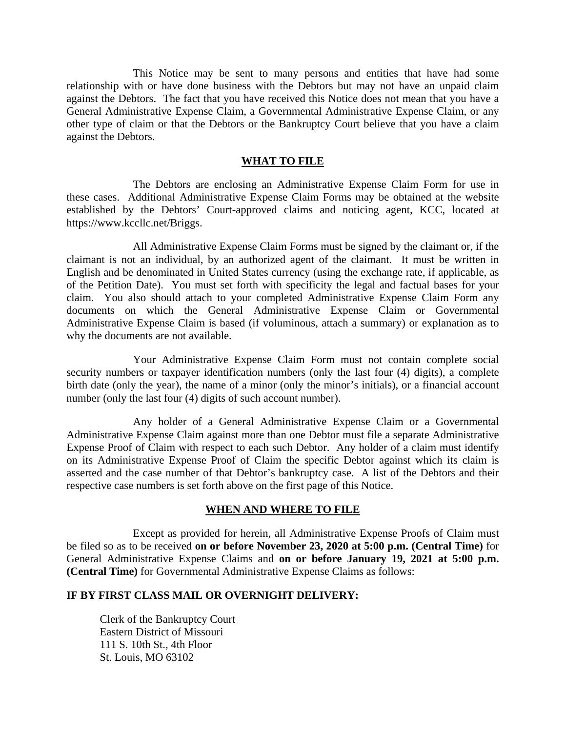This Notice may be sent to many persons and entities that have had some relationship with or have done business with the Debtors but may not have an unpaid claim against the Debtors. The fact that you have received this Notice does not mean that you have a General Administrative Expense Claim, a Governmental Administrative Expense Claim, or any other type of claim or that the Debtors or the Bankruptcy Court believe that you have a claim against the Debtors.

## WHAT TO FILE

The Debtors are enclosing an Administrative Expense Claim Form for use in these cases. Additional Administrative Expense Claim Forms may be obtained at the website established by the Debtors' Court-approved claims and noticing agent, KCC, located at https://www.kccllc.net/Briggs.

All Administrative Expense Claim Forms must be signed by the claimant or, if the claimant is not an individual, by an authorized agent of the claimant. It must be written in English and be denominated in United States currency (using the exchange rate, if applicable, as of the Petition Date). You must set forth with specificity the legal and factual bases for your claim. You also should attach to your completed Administrative Expense Claim Form any documents on which the General Administrative Expense Claim or Governmental Administrative Expense Claim is based (if voluminous, attach a summary) or explanation as to why the documents are not available.

Your Administrative Expense Claim Form must not contain complete social security numbers or taxpayer identification numbers (only the last four (4) digits), a complete birth date (only the year), the name of a minor (only the minor's initials), or a financial account number (only the last four (4) digits of such account number).

Any holder of a General Administrative Expense Claim or a Governmental Administrative Expense Claim against more than one Debtor must file a separate Administrative Expense Proof of Claim with respect to each such Debtor. Any holder of a claim must identify on its Administrative Expense Proof of Claim the specific Debtor against which its claim is asserted and the case number of that Debtor's bankruptcy case. A list of the Debtors and their respective case numbers is set forth above on the first page of this Notice.

## WHEN AND WHERE TO FILE

Except as provided for herein, all Administrative Expense Proofs of Claim must be filed so as to be received **on or before November 23, 2020 at 5:00 p.m. (Central Time)** for General Administrative Expense Claims and **on or before January 19, 2021 at 5:00 p.m. (Central Time)** for Governmental Administrative Expense Claims as follows:

**IF BY FIRST CLASS MAIL OR OVERNIGHT DELIVERY:**

Clerk of the Bankruptcy Court
Eastern District of Missouri
111 S. 10th St., 4th Floor
St. Louis, MO 63102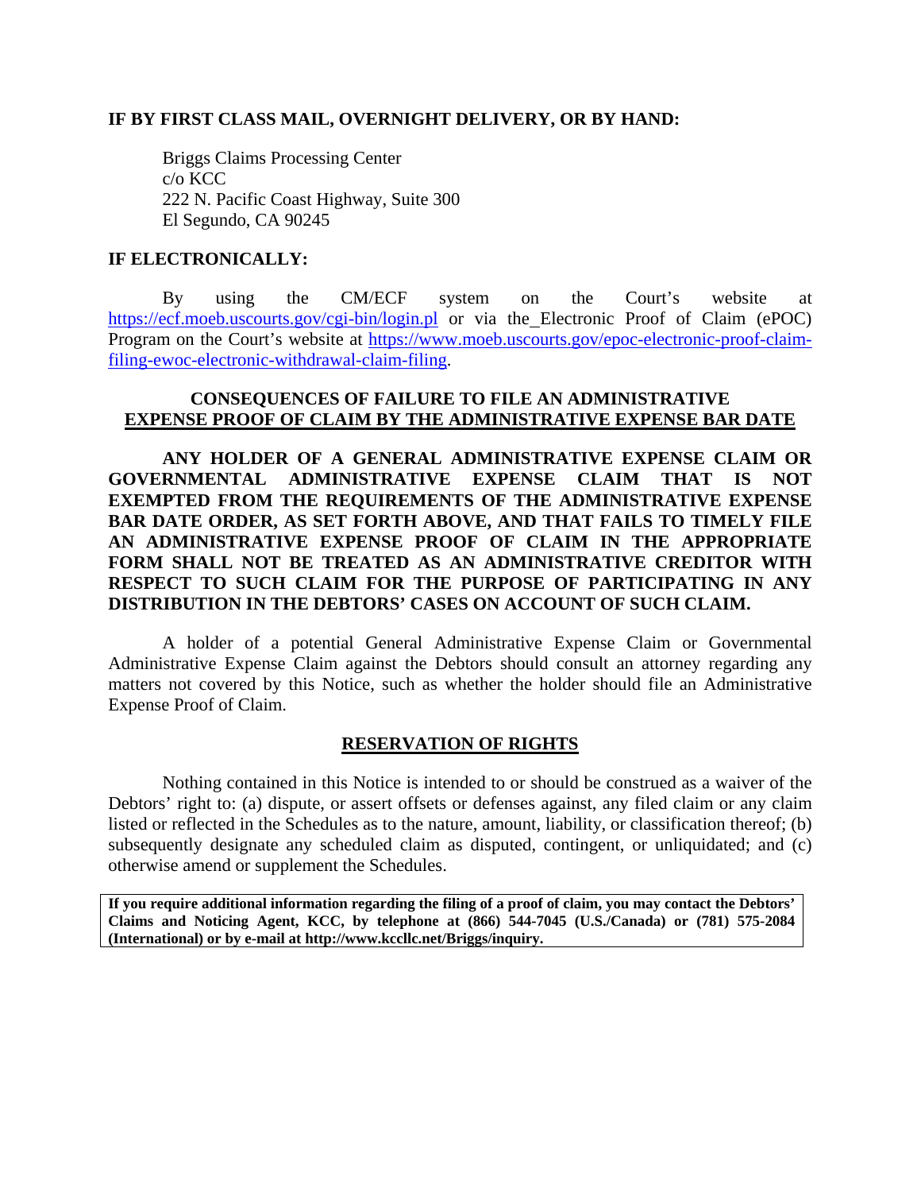**IF BY FIRST CLASS MAIL, OVERNIGHT DELIVERY, OR BY HAND:**

Briggs Claims Processing Center
c/o KCC
222 N. Pacific Coast Highway, Suite 300
El Segundo, CA 90245

**IF ELECTRONICALLY:**

By using the CM/ECF system on the Court's website at https://ecf.moeb.uscourts.gov/cgi-bin/login.pl or via the Electronic Proof of Claim (ePOC) Program on the Court's website at https://www.moeb.uscourts.gov/epoc-electronic-proof-claim-filing-ewoc-electronic-withdrawal-claim-filing.

**CONSEQUENCES OF FAILURE TO FILE AN ADMINISTRATIVE EXPENSE PROOF OF CLAIM BY THE ADMINISTRATIVE EXPENSE BAR DATE**

**ANY HOLDER OF A GENERAL ADMINISTRATIVE EXPENSE CLAIM OR GOVERNMENTAL ADMINISTRATIVE EXPENSE CLAIM THAT IS NOT EXEMPTED FROM THE REQUIREMENTS OF THE ADMINISTRATIVE EXPENSE BAR DATE ORDER, AS SET FORTH ABOVE, AND THAT FAILS TO TIMELY FILE AN ADMINISTRATIVE EXPENSE PROOF OF CLAIM IN THE APPROPRIATE FORM SHALL NOT BE TREATED AS AN ADMINISTRATIVE CREDITOR WITH RESPECT TO SUCH CLAIM FOR THE PURPOSE OF PARTICIPATING IN ANY DISTRIBUTION IN THE DEBTORS' CASES ON ACCOUNT OF SUCH CLAIM.**

A holder of a potential General Administrative Expense Claim or Governmental Administrative Expense Claim against the Debtors should consult an attorney regarding any matters not covered by this Notice, such as whether the holder should file an Administrative Expense Proof of Claim.

**RESERVATION OF RIGHTS**

Nothing contained in this Notice is intended to or should be construed as a waiver of the Debtors' right to: (a) dispute, or assert offsets or defenses against, any filed claim or any claim listed or reflected in the Schedules as to the nature, amount, liability, or classification thereof; (b) subsequently designate any scheduled claim as disputed, contingent, or unliquidated; and (c) otherwise amend or supplement the Schedules.

**If you require additional information regarding the filing of a proof of claim, you may contact the Debtors' Claims and Noticing Agent, KCC, by telephone at (866) 544-7045 (U.S./Canada) or (781) 575-2084 (International) or by e-mail at http://www.kccllc.net/Briggs/inquiry.**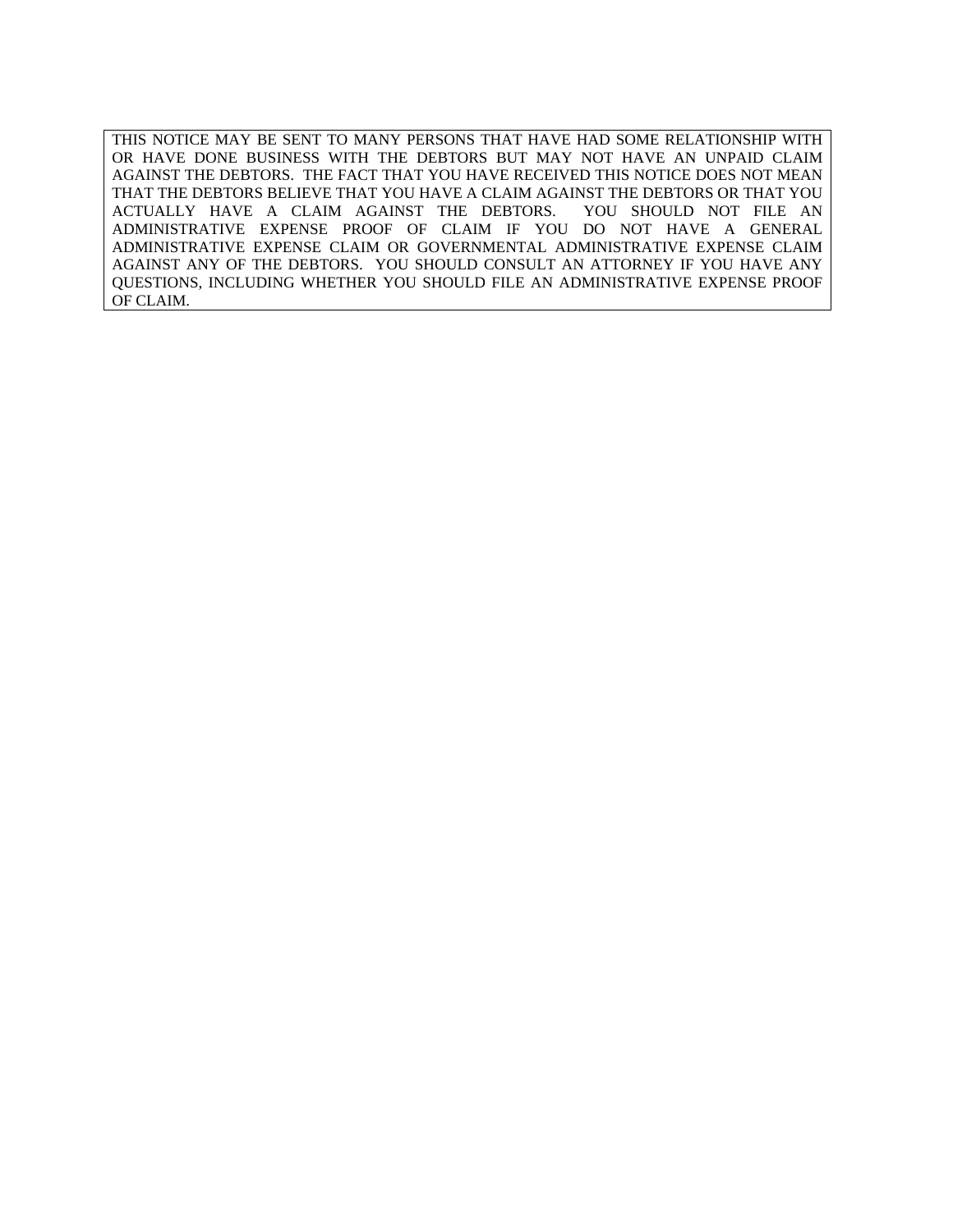THIS NOTICE MAY BE SENT TO MANY PERSONS THAT HAVE HAD SOME RELATIONSHIP WITH OR HAVE DONE BUSINESS WITH THE DEBTORS BUT MAY NOT HAVE AN UNPAID CLAIM AGAINST THE DEBTORS. THE FACT THAT YOU HAVE RECEIVED THIS NOTICE DOES NOT MEAN THAT THE DEBTORS BELIEVE THAT YOU HAVE A CLAIM AGAINST THE DEBTORS OR THAT YOU ACTUALLY HAVE A CLAIM AGAINST THE DEBTORS. YOU SHOULD NOT FILE AN ADMINISTRATIVE EXPENSE PROOF OF CLAIM IF YOU DO NOT HAVE A GENERAL ADMINISTRATIVE EXPENSE CLAIM OR GOVERNMENTAL ADMINISTRATIVE EXPENSE CLAIM AGAINST ANY OF THE DEBTORS. YOU SHOULD CONSULT AN ATTORNEY IF YOU HAVE ANY QUESTIONS, INCLUDING WHETHER YOU SHOULD FILE AN ADMINISTRATIVE EXPENSE PROOF OF CLAIM.